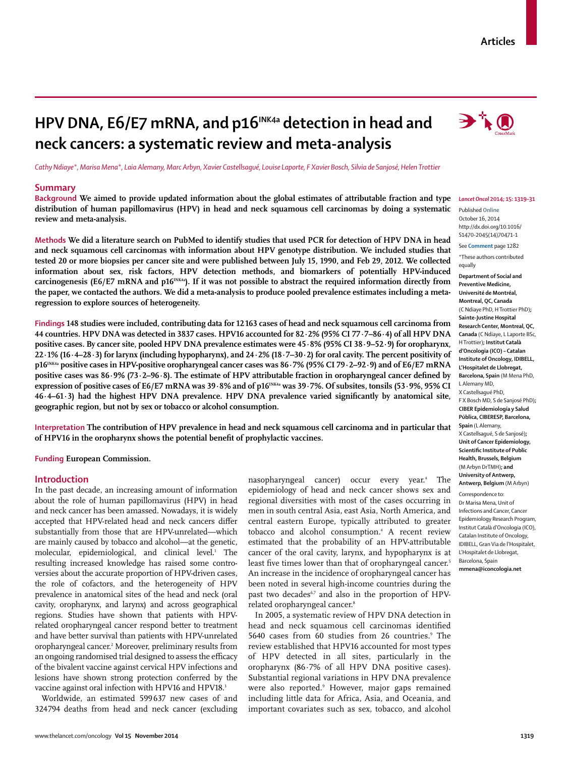# HPV DNA, E6/E7 mRNA, and p16$^{INK4a}$ detection in head and neck cancers: a systematic review and meta-analysis

*Cathy Ndiaye\*, Marisa Mena\*, Laia Alemany, Marc Arbyn, Xavier Castellsagué, Louise Laporte, F Xavier Bosch, Silvia de Sanjosé, Helen Trottier*

## Summary

**Background** We aimed to provide updated information about the global estimates of attributable fraction and type distribution of human papillomavirus (HPV) in head and neck squamous cell carcinomas by doing a systematic review and meta-analysis.

**Methods** We did a literature search on PubMed to identify studies that used PCR for detection of HPV DNA in head and neck squamous cell carcinomas with information about HPV genotype distribution. We included studies that tested 20 or more biopsies per cancer site and were published between July 15, 1990, and Feb 29, 2012. We collected information about sex, risk factors, HPV detection methods, and biomarkers of potentially HPV-induced carcinogenesis (E6/E7 mRNA and p16$^{INK4a}$). If it was not possible to abstract the required information directly from the paper, we contacted the authors. We did a meta-analysis to produce pooled prevalence estimates including a meta-regression to explore sources of heterogeneity.

**Findings** 148 studies were included, contributing data for 12 163 cases of head and neck squamous cell carcinoma from 44 countries. HPV DNA was detected in 3837 cases. HPV16 accounted for 82·2% (95% CI 77·7–86·4) of all HPV DNA positive cases. By cancer site, pooled HPV DNA prevalence estimates were 45·8% (95% CI 38·9–52·9) for oropharynx, 22·1% (16·4–28·3) for larynx (including hypopharynx), and 24·2% (18·7–30·2) for oral cavity. The percent positivity of p16$^{INK4a}$ positive cases in HPV-positive oropharyngeal cancer cases was 86·7% (95% CI 79·2–92·9) and of E6/E7 mRNA positive cases was 86·9% (73·2–96·8). The estimate of HPV attributable fraction in oropharyngeal cancer defined by expression of positive cases of E6/E7 mRNA was 39·8% and of p16$^{INK4a}$ was 39·7%. Of subsites, tonsils (53·9%, 95% CI 46·4–61·3) had the highest HPV DNA prevalence. HPV DNA prevalence varied significantly by anatomical site, geographic region, but not by sex or tobacco or alcohol consumption.

**Interpretation** The contribution of HPV prevalence in head and neck squamous cell carcinoma and in particular that of HPV16 in the oropharynx shows the potential benefit of prophylactic vaccines.

**Funding** European Commission.

*Lancet Oncol* 2014; 15: 1319–31

Published Online October 16, 2014 http://dx.doi.org/10.1016/S1470-2045(14)70471-1

See **Comment** page 1282

\*These authors contributed equally

**Department of Social and Preventive Medicine, Université de Montréal, Montreal, QC, Canada** (C Ndiaye PhD, H Trottier PhD)**; Sainte-Justine Hospital Research Center, Montreal, QC, Canada** (C Ndiaye, L Laporte BSc, H Trottier)**; Institut Català d'Oncologia (ICO) – Catalan Institute of Oncology, IDIBELL, L'Hospitalet de Llobregat, Barcelona, Spain** (M Mena PhD, L Alemany MD, X Castellsagué PhD, F X Bosch MD, S de Sanjosé PhD)**; CIBER Epidemiología y Salud Pública, CIBERESP, Barcelona, Spain** (L Alemany, X Castellsagué, S de Sanjosé)**; Unit of Cancer Epidemiology, Scientific Institute of Public Health, Brussels, Belgium** (M Arbyn DrTMH)**; and University of Antwerp, Antwerp, Belgium** (M Arbyn)

Correspondence to: Dr Marisa Mena, Unit of Infections and Cancer, Cancer Epidemiology Research Program, Institut Català d'Oncologia (ICO), Catalan Institute of Oncology, IDIBELL, Gran Via de l'Hospitalet, L'Hospitalet de Llobregat, Barcelona, Spain **mmena@iconcologia.net**

## Introduction

In the past decade, an increasing amount of information about the role of human papillomavirus (HPV) in head and neck cancer has been amassed. Nowadays, it is widely accepted that HPV-related head and neck cancers differ substantially from those that are HPV-unrelated—which are mainly caused by tobacco and alcohol—at the genetic, molecular, epidemiological, and clinical level.[1] The resulting increased knowledge has raised some controversies about the accurate proportion of HPV-driven cases, the role of cofactors, and the heterogeneity of HPV prevalence in anatomical sites of the head and neck (oral cavity, oropharynx, and larynx) and across geographical regions. Studies have shown that patients with HPV-related oropharyngeal cancer respond better to treatment and have better survival than patients with HPV-unrelated oropharyngeal cancer.[2] Moreover, preliminary results from an ongoing randomised trial designed to assess the efficacy of the bivalent vaccine against cervical HPV infections and lesions have shown strong protection conferred by the vaccine against oral infection with HPV16 and HPV18.[3]

Worldwide, an estimated 599 637 new cases of and 324 794 deaths from head and neck cancer (excluding nasopharyngeal cancer) occur every year.[4] The epidemiology of head and neck cancer shows sex and regional diversities with most of the cases occurring in men in south central Asia, east Asia, North America, and central eastern Europe, typically attributed to greater tobacco and alcohol consumption.[4] A recent review estimated that the probability of an HPV-attributable cancer of the oral cavity, larynx, and hypopharynx is at least five times lower than that of oropharyngeal cancer.[5] An increase in the incidence of oropharyngeal cancer has been noted in several high-income countries during the past two decades[6,7] and also in the proportion of HPV-related oropharyngeal cancer.[8]

In 2005, a systematic review of HPV DNA detection in head and neck squamous cell carcinomas identified 5640 cases from 60 studies from 26 countries.[9] The review established that HPV16 accounted for most types of HPV detected in all sites, particularly in the oropharynx (86·7% of all HPV DNA positive cases). Substantial regional variations in HPV DNA prevalence were also reported.[9] However, major gaps remained including little data for Africa, Asia, and Oceania, and important covariates such as sex, tobacco, and alcohol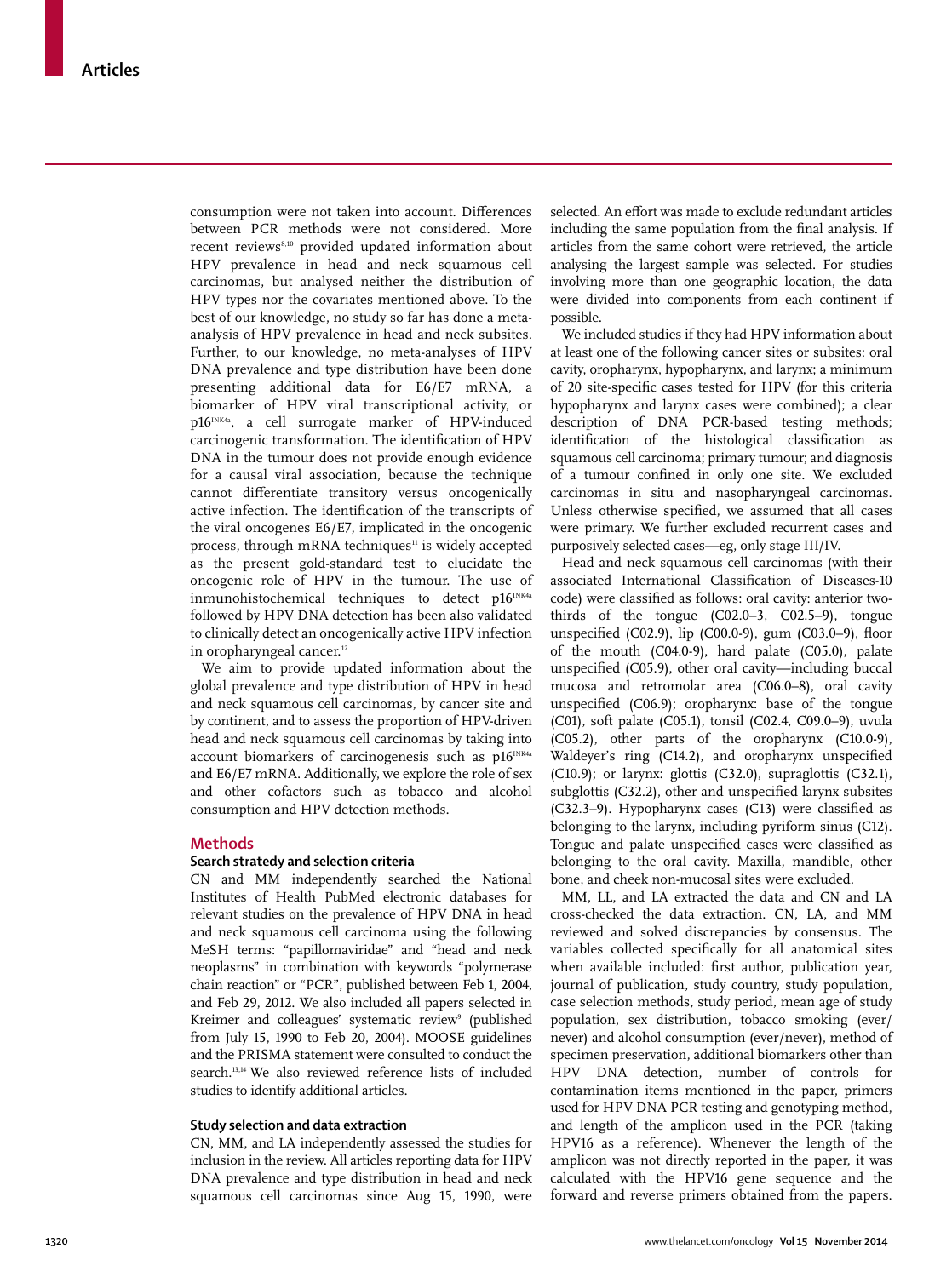consumption were not taken into account. Differences between PCR methods were not considered. More recent reviews[8,10] provided updated information about HPV prevalence in head and neck squamous cell carcinomas, but analysed neither the distribution of HPV types nor the covariates mentioned above. To the best of our knowledge, no study so far has done a meta-analysis of HPV prevalence in head and neck subsites. Further, to our knowledge, no meta-analyses of HPV DNA prevalence and type distribution have been done presenting additional data for E6/E7 mRNA, a biomarker of HPV viral transcriptional activity, or p16[INK4a], a cell surrogate marker of HPV-induced carcinogenic transformation. The identification of HPV DNA in the tumour does not provide enough evidence for a causal viral association, because the technique cannot differentiate transitory versus oncogenically active infection. The identification of the transcripts of the viral oncogenes E6/E7, implicated in the oncogenic process, through mRNA techniques[11] is widely accepted as the present gold-standard test to elucidate the oncogenic role of HPV in the tumour. The use of inmunohistochemical techniques to detect p16[INK4a] followed by HPV DNA detection has been also validated to clinically detect an oncogenically active HPV infection in oropharyngeal cancer.[12]

We aim to provide updated information about the global prevalence and type distribution of HPV in head and neck squamous cell carcinomas, by cancer site and by continent, and to assess the proportion of HPV-driven head and neck squamous cell carcinomas by taking into account biomarkers of carcinogenesis such as p16[INK4a] and E6/E7 mRNA. Additionally, we explore the role of sex and other cofactors such as tobacco and alcohol consumption and HPV detection methods.

## Methods

### Search stratedy and selection criteria

CN and MM independently searched the National Institutes of Health PubMed electronic databases for relevant studies on the prevalence of HPV DNA in head and neck squamous cell carcinoma using the following MeSH terms: "papillomaviridae" and "head and neck neoplasms" in combination with keywords "polymerase chain reaction" or "PCR", published between Feb 1, 2004, and Feb 29, 2012. We also included all papers selected in Kreimer and colleagues' systematic review[9] (published from July 15, 1990 to Feb 20, 2004). MOOSE guidelines and the PRISMA statement were consulted to conduct the search.[13,14] We also reviewed reference lists of included studies to identify additional articles.

### Study selection and data extraction

CN, MM, and LA independently assessed the studies for inclusion in the review. All articles reporting data for HPV DNA prevalence and type distribution in head and neck squamous cell carcinomas since Aug 15, 1990, were selected. An effort was made to exclude redundant articles including the same population from the final analysis. If articles from the same cohort were retrieved, the article analysing the largest sample was selected. For studies involving more than one geographic location, the data were divided into components from each continent if possible.

We included studies if they had HPV information about at least one of the following cancer sites or subsites: oral cavity, oropharynx, hypopharynx, and larynx; a minimum of 20 site-specific cases tested for HPV (for this criteria hypopharynx and larynx cases were combined); a clear description of DNA PCR-based testing methods; identification of the histological classification as squamous cell carcinoma; primary tumour; and diagnosis of a tumour confined in only one site. We excluded carcinomas in situ and nasopharyngeal carcinomas. Unless otherwise specified, we assumed that all cases were primary. We further excluded recurrent cases and purposively selected cases—eg, only stage III/IV.

Head and neck squamous cell carcinomas (with their associated International Classification of Diseases-10 code) were classified as follows: oral cavity: anterior two-thirds of the tongue (C02.0–3, C02.5–9), tongue unspecified (C02.9), lip (C00.0-9), gum (C03.0–9), floor of the mouth (C04.0-9), hard palate (C05.0), palate unspecified (C05.9), other oral cavity—including buccal mucosa and retromolar area (C06.0–8), oral cavity unspecified (C06.9); oropharynx: base of the tongue (C01), soft palate (C05.1), tonsil (C02.4, C09.0–9), uvula (C05.2), other parts of the oropharynx (C10.0-9), Waldeyer's ring (C14.2), and oropharynx unspecified (C10.9); or larynx: glottis (C32.0), supraglottis (C32.1), subglottis (C32.2), other and unspecified larynx subsites (C32.3–9). Hypopharynx cases (C13) were classified as belonging to the larynx, including pyriform sinus (C12). Tongue and palate unspecified cases were classified as belonging to the oral cavity. Maxilla, mandible, other bone, and cheek non-mucosal sites were excluded.

MM, LL, and LA extracted the data and CN and LA cross-checked the data extraction. CN, LA, and MM reviewed and solved discrepancies by consensus. The variables collected specifically for all anatomical sites when available included: first author, publication year, journal of publication, study country, study population, case selection methods, study period, mean age of study population, sex distribution, tobacco smoking (ever/never) and alcohol consumption (ever/never), method of specimen preservation, additional biomarkers other than HPV DNA detection, number of controls for contamination items mentioned in the paper, primers used for HPV DNA PCR testing and genotyping method, and length of the amplicon used in the PCR (taking HPV16 as a reference). Whenever the length of the amplicon was not directly reported in the paper, it was calculated with the HPV16 gene sequence and the forward and reverse primers obtained from the papers.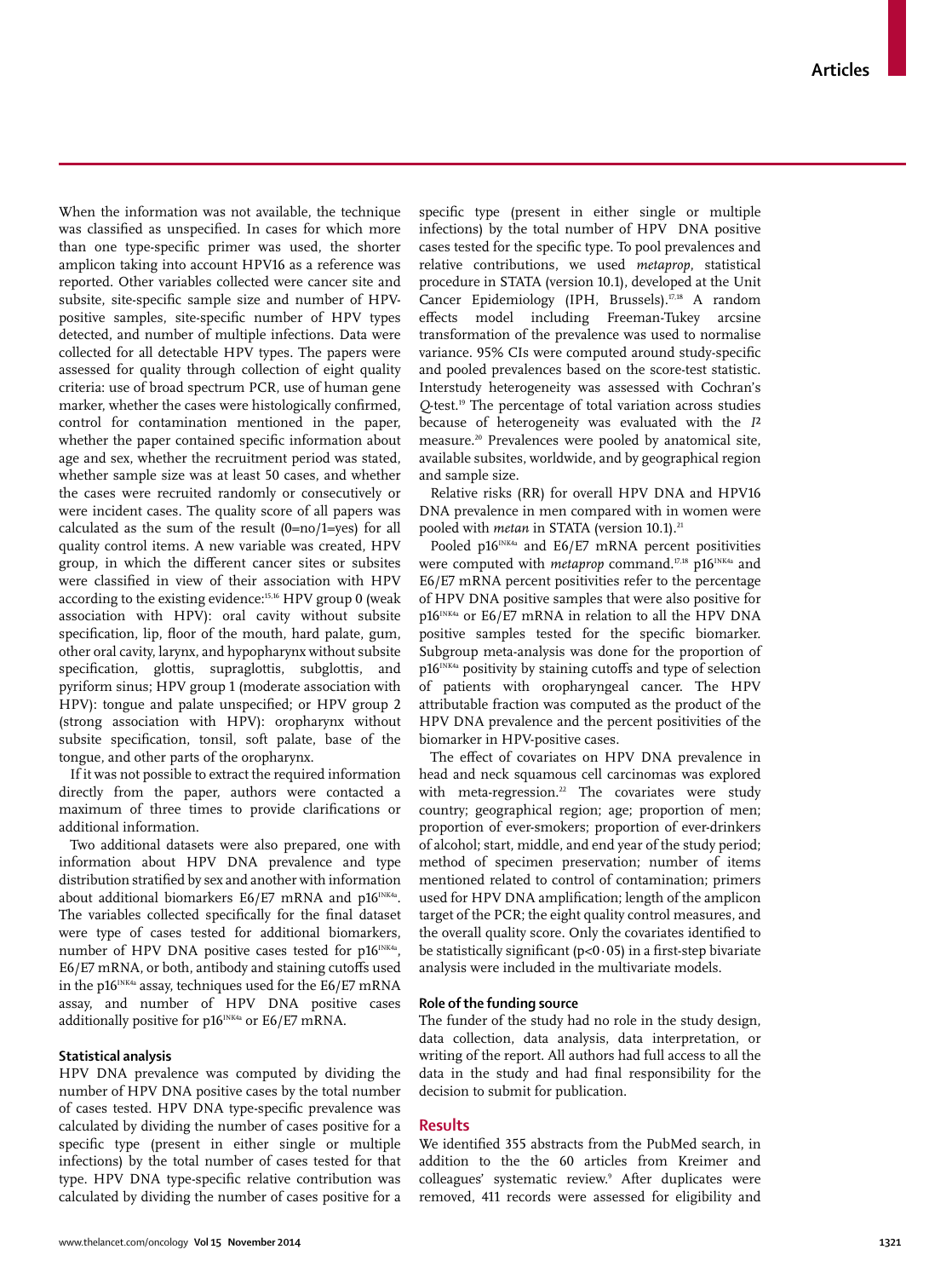When the information was not available, the technique was classified as unspecified. In cases for which more than one type-specific primer was used, the shorter amplicon taking into account HPV16 as a reference was reported. Other variables collected were cancer site and subsite, site-specific sample size and number of HPV-positive samples, site-specific number of HPV types detected, and number of multiple infections. Data were collected for all detectable HPV types. The papers were assessed for quality through collection of eight quality criteria: use of broad spectrum PCR, use of human gene marker, whether the cases were histologically confirmed, control for contamination mentioned in the paper, whether the paper contained specific information about age and sex, whether the recruitment period was stated, whether sample size was at least 50 cases, and whether the cases were recruited randomly or consecutively or were incident cases. The quality score of all papers was calculated as the sum of the result (0=no/1=yes) for all quality control items. A new variable was created, HPV group, in which the different cancer sites or subsites were classified in view of their association with HPV according to the existing evidence:[15,16] HPV group 0 (weak association with HPV): oral cavity without subsite specification, lip, floor of the mouth, hard palate, gum, other oral cavity, larynx, and hypopharynx without subsite specification, glottis, supraglottis, subglottis, and pyriform sinus; HPV group 1 (moderate association with HPV): tongue and palate unspecified; or HPV group 2 (strong association with HPV): oropharynx without subsite specification, tonsil, soft palate, base of the tongue, and other parts of the oropharynx.

If it was not possible to extract the required information directly from the paper, authors were contacted a maximum of three times to provide clarifications or additional information.

Two additional datasets were also prepared, one with information about HPV DNA prevalence and type distribution stratified by sex and another with information about additional biomarkers E6/E7 mRNA and $p16^{INK4a}$. The variables collected specifically for the final dataset were type of cases tested for additional biomarkers, number of HPV DNA positive cases tested for $p16^{INK4a}$, E6/E7 mRNA, or both, antibody and staining cutoffs used in the $p16^{INK4a}$ assay, techniques used for the E6/E7 mRNA assay, and number of HPV DNA positive cases additionally positive for $p16^{INK4a}$ or E6/E7 mRNA.

### Statistical analysis

HPV DNA prevalence was computed by dividing the number of HPV DNA positive cases by the total number of cases tested. HPV DNA type-specific prevalence was calculated by dividing the number of cases positive for a specific type (present in either single or multiple infections) by the total number of cases tested for that type. HPV DNA type-specific relative contribution was calculated by dividing the number of cases positive for a specific type (present in either single or multiple infections) by the total number of HPV DNA positive cases tested for the specific type. To pool prevalences and relative contributions, we used *metaprop*, statistical procedure in STATA (version 10.1), developed at the Unit Cancer Epidemiology (IPH, Brussels).[17,18] A random effects model including Freeman-Tukey arcsine transformation of the prevalence was used to normalise variance. 95% CIs were computed around study-specific and pooled prevalences based on the score-test statistic. Interstudy heterogeneity was assessed with Cochran's *Q*-test.[19] The percentage of total variation across studies because of heterogeneity was evaluated with the $I^2$ measure.[20] Prevalences were pooled by anatomical site, available subsites, worldwide, and by geographical region and sample size.

Relative risks (RR) for overall HPV DNA and HPV16 DNA prevalence in men compared with in women were pooled with *metan* in STATA (version 10.1).[21]

Pooled $p16^{INK4a}$ and E6/E7 mRNA percent positivities were computed with *metaprop* command.[17,18] $p16^{INK4a}$ and E6/E7 mRNA percent positivities refer to the percentage of HPV DNA positive samples that were also positive for $p16^{INK4a}$ or E6/E7 mRNA in relation to all the HPV DNA positive samples tested for the specific biomarker. Subgroup meta-analysis was done for the proportion of $p16^{INK4a}$ positivity by staining cutoffs and type of selection of patients with oropharyngeal cancer. The HPV attributable fraction was computed as the product of the HPV DNA prevalence and the percent positivities of the biomarker in HPV-positive cases.

The effect of covariates on HPV DNA prevalence in head and neck squamous cell carcinomas was explored with meta-regression.[22] The covariates were study country; geographical region; age; proportion of men; proportion of ever-smokers; proportion of ever-drinkers of alcohol; start, middle, and end year of the study period; method of specimen preservation; number of items mentioned related to control of contamination; primers used for HPV DNA amplification; length of the amplicon target of the PCR; the eight quality control measures, and the overall quality score. Only the covariates identified to be statistically significant ($p<0.05$) in a first-step bivariate analysis were included in the multivariate models.

### Role of the funding source

The funder of the study had no role in the study design, data collection, data analysis, data interpretation, or writing of the report. All authors had full access to all the data in the study and had final responsibility for the decision to submit for publication.

## Results

We identified 355 abstracts from the PubMed search, in addition to the the 60 articles from Kreimer and colleagues' systematic review.[9] After duplicates were removed, 411 records were assessed for eligibility and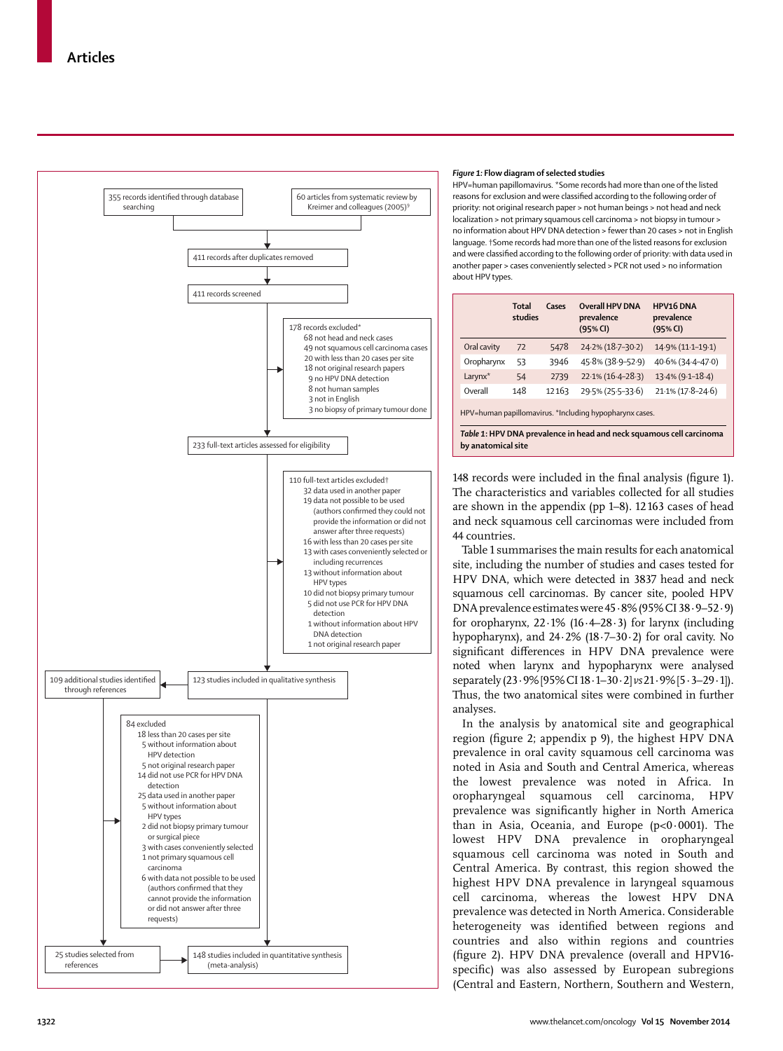355 records identified through database searching

60 articles from systematic review by Kreimer and colleagues (2005)[3]

411 records after duplicates removed

411 records screened

178 records excluded*
- 68 not head and neck cases
- 49 not squamous cell carcinoma cases
- 20 with less than 20 cases per site
- 18 not original research papers
- 9 no HPV DNA detection
- 8 not human samples
- 3 not in English
- 3 no biopsy of primary tumour done

233 full-text articles assessed for eligibility

110 full-text articles excluded†
- 32 data used in another paper
- 19 data not possible to be used (authors confirmed they could not provide the information or did not answer after three requests)
- 16 with less than 20 cases per site
- 13 with cases conveniently selected or including recurrences
- 13 without information about HPV types
- 10 did not biopsy primary tumour
- 5 did not use PCR for HPV DNA detection
- 1 without information about HPV DNA detection
- 1 not original research paper

109 additional studies identified through references

123 studies included in qualitative synthesis

84 excluded
- 18 less than 20 cases per site
- 5 without information about HPV detection
- 5 not original research paper
- 14 did not use PCR for HPV DNA detection
- 25 data used in another paper
- 5 without information about HPV types
- 2 did not biopsy primary tumour or surgical piece
- 3 with cases conveniently selected
- 1 not primary squamous cell carcinoma
- 6 with data not possible to be used (authors confirmed that they cannot provide the information or did not answer after three requests)

25 studies selected from references

148 studies included in quantitative synthesis (meta-analysis)

***Figure 1:*** **Flow diagram of selected studies**
HPV=human papillomavirus. *Some records had more than one of the listed reasons for exclusion and were classified according to the following order of priority: not original research paper > not human beings > not head and neck localization > not primary squamous cell carcinoma > not biopsy in tumour > no information about HPV DNA detection > fewer than 20 cases > not in English language. †Some records had more than one of the listed reasons for exclusion and were classified according to the following order of priority: with data used in another paper > cases conveniently selected > PCR not used > no information about HPV types.

| | Total studies | Cases | Overall HPV DNA prevalence (95% CI) | HPV16 DNA prevalence (95% CI) |
|---|---|---|---|---|
| Oral cavity | 72 | 5478 | 24·2% (18·7–30·2) | 14·9% (11·1–19·1) |
| Oropharynx | 53 | 3946 | 45·8% (38·9–52·9) | 40·6% (34·4–47·0) |
| Larynx* | 54 | 2739 | 22·1% (16·4–28·3) | 13·4% (9·1–18·4) |
| Overall | 148 | 12 163 | 29·5% (25·5–33·6) | 21·1% (17·8–24·6) |

HPV=human papillomavirus. *Including hypopharynx cases.

***Table 1:*** **HPV DNA prevalence in head and neck squamous cell carcinoma by anatomical site**

148 records were included in the final analysis (figure 1). The characteristics and variables collected for all studies are shown in the appendix (pp 1–8). 12 163 cases of head and neck squamous cell carcinomas were included from 44 countries.

Table 1 summarises the main results for each anatomical site, including the number of studies and cases tested for HPV DNA, which were detected in 3837 head and neck squamous cell carcinomas. By cancer site, pooled HPV DNA prevalence estimates were 45·8% (95% CI 38·9–52·9) for oropharynx, 22·1% (16·4–28·3) for larynx (including hypopharynx), and 24·2% (18·7–30·2) for oral cavity. No significant differences in HPV DNA prevalence were noted when larynx and hypopharynx were analysed separately (23·9% [95% CI 18·1–30·2] *vs* 21·9% [5·3–29·1]). Thus, the two anatomical sites were combined in further analyses.

In the analysis by anatomical site and geographical region (figure 2; appendix p 9), the highest HPV DNA prevalence in oral cavity squamous cell carcinoma was noted in Asia and South and Central America, whereas the lowest prevalence was noted in Africa. In oropharyngeal squamous cell carcinoma, HPV prevalence was significantly higher in North America than in Asia, Oceania, and Europe ($p<0·0001$). The lowest HPV DNA prevalence in oropharyngeal squamous cell carcinoma was noted in South and Central America. By contrast, this region showed the highest HPV DNA prevalence in laryngeal squamous cell carcinoma, whereas the lowest HPV DNA prevalence was detected in North America. Considerable heterogeneity was identified between regions and countries and also within regions and countries (figure 2). HPV DNA prevalence (overall and HPV16-specific) was also assessed by European subregions (Central and Eastern, Northern, Southern and Western,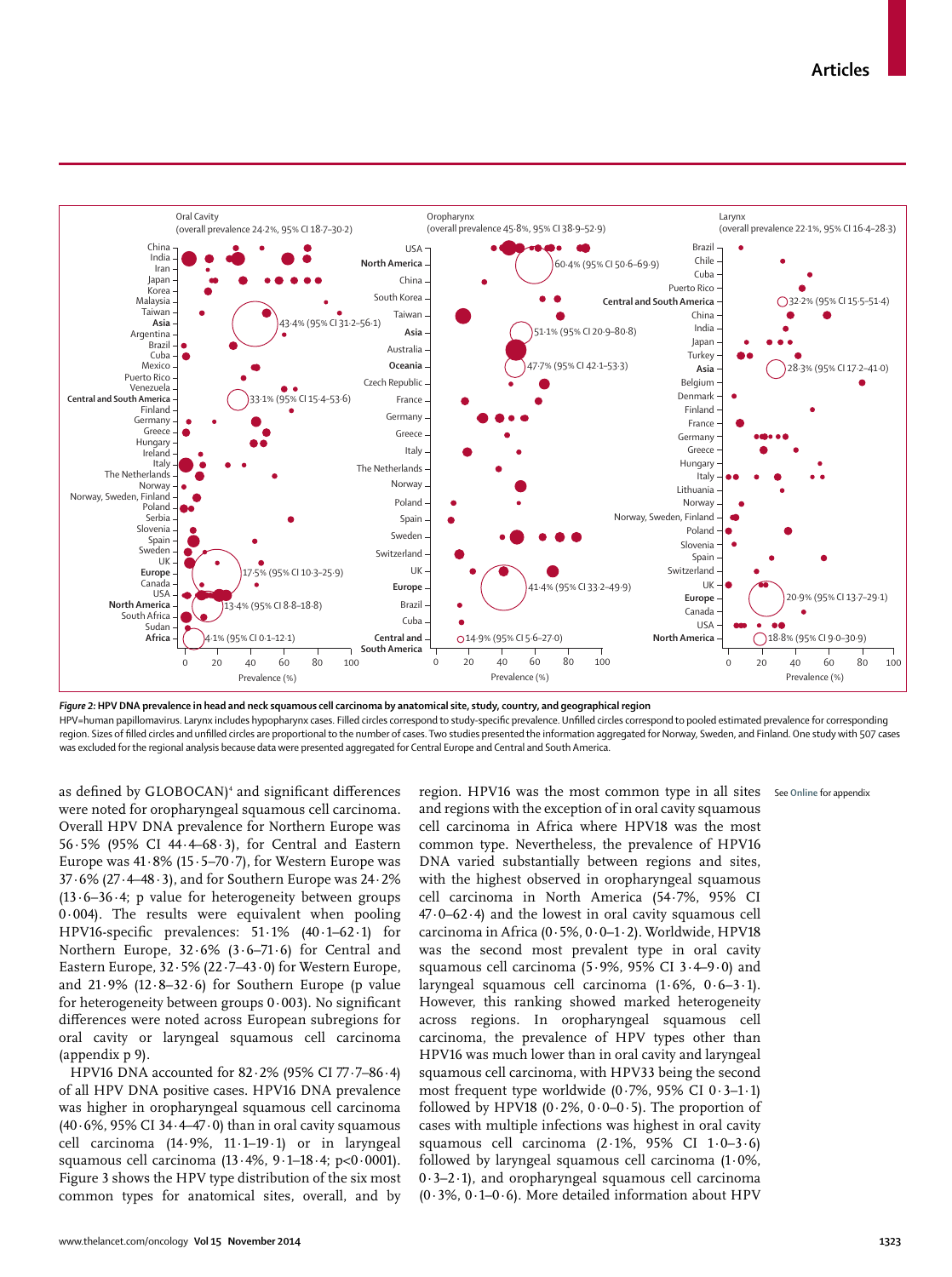Oral Cavity
(overall prevalence 24·2%, 95% CI 18·7–30·2)

China
India
Iran
Japan
Korea
Malaysia
Taiwan
**Asia**
Argentina
Brazil
Cuba
Mexico
Puerto Rico
Venezuela
**Central and South America**
Finland
Germany
Greece
Hungary
Ireland
Italy
The Netherlands
Norway
Norway, Sweden, Finland
Poland
Serbia
Slovenia
Spain
Sweden
UK
**Europe**
Canada
USA
**North America**
South Africa
Sudan
**Africa**

43·4% (95% CI 31·2–56·1)
33·1% (95% CI 15·4–53·6)
17·5% (95% CI 10·3–25·9)
13·4% (95% CI 8·8–18·8)
4·1% (95% CI 0·1–12·1)

0 20 40 60 80 100
Prevalence (%)

Oropharynx
(overall prevalence 45·8%, 95% CI 38·9–52·9)

USA
**North America**
China
South Korea
Taiwan
**Asia**
Australia
**Oceania**
Czech Republic
France
Germany
Greece
Italy
The Netherlands
Norway
Poland
Spain
Sweden
Switzerland
UK
**Europe**
Brazil
Cuba
**Central and South America**

60·4% (95% CI 50·6–69·9)
51·1% (95% CI 20·9–80·8)
47·7% (95% CI 42·1–53·3)
41·4% (95% CI 33·2–49·9)
14·9% (95% CI 5·6–27·0)

0 20 40 60 80 100
Prevalence (%)

Larynx
(overall prevalence 22·1%, 95% CI 16·4–28·3)

Brazil
Chile
Cuba
Puerto Rico
**Central and South America**
China
India
Japan
Turkey
**Asia**
Belgium
Denmark
Finland
France
Germany
Greece
Hungary
Italy
Lithuania
Norway
Norway, Sweden, Finland
Poland
Slovenia
Spain
Switzerland
UK
**Europe**
Canada
USA
**North America**

32·2% (95% CI 15·5–51·4)
28·3% (95% CI 17·2–41·0)
20·9% (95% CI 13·7–29·1)
18·8% (95% CI 9·0–30·9)

0 20 40 60 80 100
Prevalence (%)

***Figure 2:* HPV DNA prevalence in head and neck squamous cell carcinoma by anatomical site, study, country, and geographical region**
HPV=human papillomavirus. Larynx includes hypopharynx cases. Filled circles correspond to study-specific prevalence. Unfilled circles correspond to pooled estimated prevalence for corresponding region. Sizes of filled circles and unfilled circles are proportional to the number of cases. Two studies presented the information aggregated for Norway, Sweden, and Finland. One study with 507 cases was excluded for the regional analysis because data were presented aggregated for Central Europe and Central and South America.

as defined by GLOBOCAN)[4] and significant differences were noted for oropharyngeal squamous cell carcinoma. Overall HPV DNA prevalence for Northern Europe was 56·5% (95% CI 44·4–68·3), for Central and Eastern Europe was 41·8% (15·5–70·7), for Western Europe was 37·6% (27·4–48·3), and for Southern Europe was 24·2% (13·6–36·4; p value for heterogeneity between groups 0·004). The results were equivalent when pooling HPV16-specific prevalences: 51·1% (40·1–62·1) for Northern Europe, 32·6% (3·6–71·6) for Central and Eastern Europe, 32·5% (22·7–43·0) for Western Europe, and 21·9% (12·8–32·6) for Southern Europe (p value for heterogeneity between groups 0·003). No significant differences were noted across European subregions for oral cavity or laryngeal squamous cell carcinoma (appendix p 9).

HPV16 DNA accounted for 82·2% (95% CI 77·7–86·4) of all HPV DNA positive cases. HPV16 DNA prevalence was higher in oropharyngeal squamous cell carcinoma (40·6%, 95% CI 34·4–47·0) than in oral cavity squamous cell carcinoma (14·9%, 11·1–19·1) or in laryngeal squamous cell carcinoma (13·4%, 9·1–18·4; p<0·0001). Figure 3 shows the HPV type distribution of the six most common types for anatomical sites, overall, and by region. HPV16 was the most common type in all sites and regions with the exception of in oral cavity squamous cell carcinoma in Africa where HPV18 was the most common type. Nevertheless, the prevalence of HPV16 DNA varied substantially between regions and sites, with the highest observed in oropharyngeal squamous cell carcinoma in North America (54·7%, 95% CI 47·0–62·4) and the lowest in oral cavity squamous cell carcinoma in Africa (0·5%, 0·0–1·2). Worldwide, HPV18 was the second most prevalent type in oral cavity squamous cell carcinoma (5·9%, 95% CI 3·4–9·0) and laryngeal squamous cell carcinoma (1·6%, 0·6–3·1). However, this ranking showed marked heterogeneity across regions. In oropharyngeal squamous cell carcinoma, the prevalence of HPV types other than HPV16 was much lower than in oral cavity and laryngeal squamous cell carcinoma, with HPV33 being the second most frequent type worldwide (0·7%, 95% CI 0·3–1·1) followed by HPV18 (0·2%, 0·0–0·5). The proportion of cases with multiple infections was highest in oral cavity squamous cell carcinoma (2·1%, 95% CI 1·0–3·6) followed by laryngeal squamous cell carcinoma (1·0%, 0·3–2·1), and oropharyngeal squamous cell carcinoma (0·3%, 0·1–0·6). More detailed information about HPV

See **Online** for appendix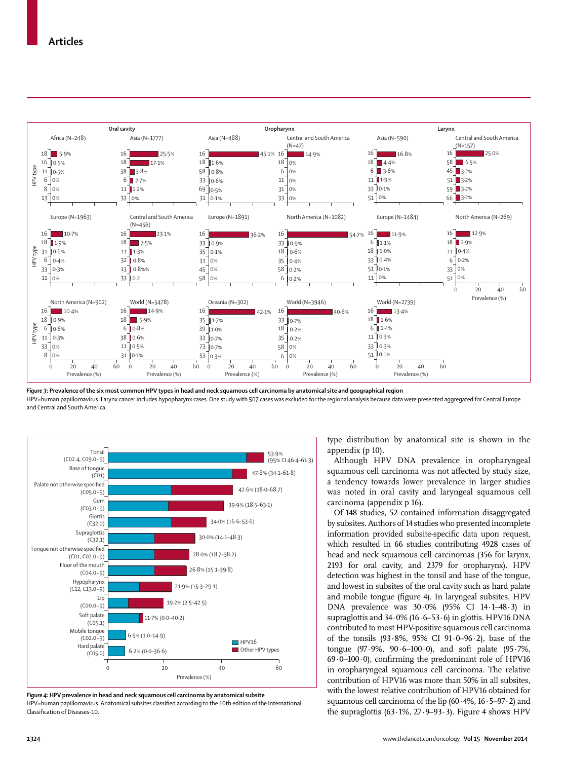Oral cavity

Oropharynx

Larynx

Africa (N=248)

18 5·9%
16 0·5%
11 0·5%
6 0%
8 0%
13 0%

Asia (N=1777)

16 25·5%
18 17·1%
38 3·8%
6 2·7%
11 1·2%
33 0%

Asia (N=488)

16 45·1%
18 1·6%
58 0·8%
33 0·6%
69 0·5%
31 0·1%

Central and South America (N=47)

16 14·9%
18 0%
6 0%
11 0%
31 0%
33 0%

Asia (N=590)

16 16·8%
18 4·4%
6 3·6%
11 1·9%
33 0·1%
51 0%

Central and South America (N=157)

16 25·0%
58 6·5%
45 3·2%
51 3·2%
59 3·2%
66 3·2%

Europe (N=1963)

16 10·7%
18 1·9%
31 0·6%
6 0·4%
33 0·3%
11 0%

Central and South America (N=456)

16 23·1%
18 7·5%
11 1·3%
32 0·8%
13 0·8%%
33 0·2

Europe (N=1891)

16 36·2%
33 0·9%
35 0·1%
31 0%
45 0%
58 0%

North America (N=1082)

16 54·7%
33 0·9%
18 0·6%
35 0·4%
58 0·2%
6 0·2%

Europe (N=1484)

16 11·9%
6 1·1%
18 1·0%
33 0·4%
51 0·1%
11 0%

North America (N=269)

16 12·9%
18 2·9%
11 0·4%
6 0·2%
33 0%
51 0%

North America (N=902)

16 10·4%
18 0·9%
6 0·6%
11 0·3%
33 0%
8 0%

World (N=5478)

16 14·9%
18 5·9%
6 0·8%
38 0·6%
11 0·5%
31 0·1%

Oceania (N=302)

16 42·1%
35 1·7%
39 1·0%
33 0·7%
73 0·7%
53 0·3%

World (N=3946)

16 40·6%
33 0·7%
18 0·2%
35 0·2%
58 0%
6 0%

World (N=2739)

16 13·4%
18 1·6%
6 1·4%
11 0·3%
33 0·3%
51 0·1%

HPV type

Prevalence (%)

0 20 40 60

*Figure 3:* **Prevalence of the six most common HPV types in head and neck squamous cell carcinoma by anatomical site and geographical region**

HPV=human papillomavirus. Larynx cancer includes hypopharynx cases. One study with 507 cases was excluded for the regional analysis because data were presented aggregated for Central Europe and Central and South America.

Tonsil (C02.4, C09.0–9) 53·9% (95% CI 46·4–61·3)
Base of tongue (C01) 47·8% (34·1–61·8)
Palate not otherwise specified (C05.0–9) 42·6% (18·0–68·7)
Gum (C03.0–9) 39·9% (18·5–63·1)
Glottis (C32.0) 34·0% (16·6–53·6)
Supraglottis (C32.1) 30·0% (14·1–48·3)
Tongue not otherwise specified (C01, C02.0–9) 28·0% (18·7–38·2)
Floor of the mouth (C04.0–9) 26·8% (15·1–39·8)
Hypopharynx (C12, C13.0–9) 21·9% (15·3–29·1)
Lip (C00.0–9) 19·2% (2·5–42·5)
Soft palate (C05.1) 11·7% (0·0–40·2)
Mobile tongue (C02.0–9) 6·5% (1·0–14·9)
Hard palate (C05.0) 6·2% (0·0–36·6)

HPV16
Other HPV types

0 20 40 60
Prevalence (%)

*Figure 4:* **HPV prevalence in head and neck squamous cell carcinoma by anatomical subsite**

HPV=human papillomavirus. Anatomical subsites classified according to the 10th edition of the International Classification of Diseases-10.

type distribution by anatomical site is shown in the appendix (p 10).

Although HPV DNA prevalence in oropharyngeal squamous cell carcinoma was not affected by study size, a tendency towards lower prevalence in larger studies was noted in oral cavity and laryngeal squamous cell carcinoma (appendix p 16).

Of 148 studies, 52 contained information disaggregated by subsites. Authors of 14 studies who presented incomplete information provided subsite-specific data upon request, which resulted in 66 studies contributing 4928 cases of head and neck squamous cell carcinomas (356 for larynx, 2193 for oral cavity, and 2379 for oropharynx). HPV detection was highest in the tonsil and base of the tongue, and lowest in subsites of the oral cavity such as hard palate and mobile tongue (figure 4). In laryngeal subsites, HPV DNA prevalence was 30·0% (95% CI 14·1–48·3) in supraglottis and 34·0% (16·6–53·6) in glottis. HPV16 DNA contributed to most HPV-positive squamous cell carcinoma of the tonsils (93·8%, 95% CI 91·0–96·2), base of the tongue (97·9%, 90·6–100·0), and soft palate (95·7%, 69·0–100·0), confirming the predominant role of HPV16 in oropharyngeal squamous cell carcinoma. The relative contribution of HPV16 was more than 50% in all subsites, with the lowest relative contribution of HPV16 obtained for squamous cell carcinoma of the lip (60·4%, 16·5–97·2) and the supraglottis (63·1%, 27·9–93·3). Figure 4 shows HPV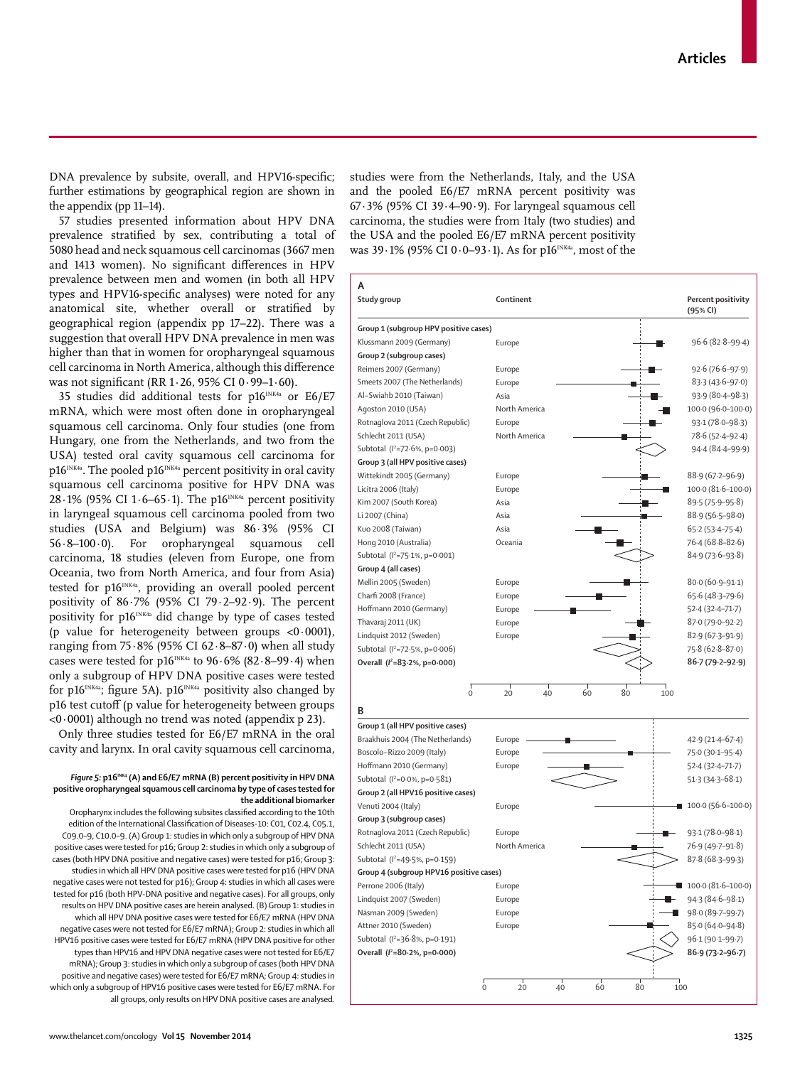DNA prevalence by subsite, overall, and HPV16-specific; further estimations by geographical region are shown in the appendix (pp 11–14).

57 studies presented information about HPV DNA prevalence stratified by sex, contributing a total of 5080 head and neck squamous cell carcinomas (3667 men and 1413 women). No significant differences in HPV prevalence between men and women (in both all HPV types and HPV16-specific analyses) were noted for any anatomical site, whether overall or stratified by geographical region (appendix pp 17–22). There was a suggestion that overall HPV DNA prevalence in men was higher than that in women for oropharyngeal squamous cell carcinoma in North America, although this difference was not significant (RR 1·26, 95% CI 0·99–1·60).

35 studies did additional tests for p16[INK4a] or E6/E7 mRNA, which were most often done in oropharyngeal squamous cell carcinoma. Only four studies (one from Hungary, one from the Netherlands, and two from the USA) tested oral cavity squamous cell carcinoma for p16[INK4a]. The pooled p16[INK4a] percent positivity in oral cavity squamous cell carcinoma positive for HPV DNA was 28·1% (95% CI 1·6–65·1). The p16[INK4a] percent positivity in laryngeal squamous cell carcinoma pooled from two studies (USA and Belgium) was 86·3% (95% CI 56·8–100·0). For oropharyngeal squamous cell carcinoma, 18 studies (eleven from Europe, one from Oceania, two from North America, and four from Asia) tested for p16[INK4a], providing an overall pooled percent positivity of 86·7% (95% CI 79·2–92·9). The percent positivity for p16[INK4a] did change by type of cases tested (p value for heterogeneity between groups <0·0001), ranging from 75·8% (95% CI 62·8–87·0) when all study cases were tested for p16[INK4a] to 96·6% (82·8–99·4) when only a subgroup of HPV DNA positive cases were tested for p16[INK4a]; figure 5A). p16[INK4a] positivity also changed by p16 test cutoff (p value for heterogeneity between groups <0·0001) although no trend was noted (appendix p 23).

Only three studies tested for E6/E7 mRNA in the oral cavity and larynx. In oral cavity squamous cell carcinoma, studies were from the Netherlands, Italy, and the USA and the pooled E6/E7 mRNA percent positivity was 67·3% (95% CI 39·4–90·9). For laryngeal squamous cell carcinoma, the studies were from Italy (two studies) and the USA and the pooled E6/E7 mRNA percent positivity was 39·1% (95% CI 0·0–93·1). As for p16[INK4a], most of the

A

Study group | Continent | Percent positivity (95% CI)

Group 1 (subgroup HPV positive cases)
Klussmann 2009 (Germany) Europe 96·6 (82·8–99·4)
Group 2 (subgroup cases)
Reimers 2007 (Germany) Europe 92·6 (76·6–97·9)
Smeets 2007 (The Netherlands) Europe 83·3 (43·6–97·0)
Al-Swiahb 2010 (Taiwan) Asia 93·9 (80·4–98·3)
Agoston 2010 (USA) North America 100·0 (96·0–100·0)
Rotnaglova 2011 (Czech Republic) Europe 93·1 (78·0–98·3)
Schlecht 2011 (USA) North America 78·6 (52·4–92·4)
Subtotal ($I^2$=72·6%, p=0·003) 94·4 (84·4–99·9)
Group 3 (all HPV positive cases)
Wittekindt 2005 (Germany) Europe 88·9 (67·2–96·9)
Licitra 2006 (Italy) Europe 100·0 (81·6–100·0)
Kim 2007 (South Korea) Asia 89·5 (75·9–95·8)
Li 2007 (China) Asia 88·9 (56·5–98·0)
Kuo 2008 (Taiwan) Asia 65·2 (53·4–75·4)
Hong 2010 (Australia) Oceania 76·4 (68·8–82·6)
Subtotal ($I^2$=75·1%, p=0·001) 84·9 (73·6–93·8)
Group 4 (all cases)
Mellin 2005 (Sweden) Europe 80·0 (60·9–91·1)
Charfi 2008 (France) Europe 65·6 (48·3–79·6)
Hoffmann 2010 (Germany) Europe 52·4 (32·4–71·7)
Thavaraj 2011 (UK) Europe 87·0 (79·0–92·2)
Lindquist 2012 (Sweden) Europe 82·9 (67·3–91·9)
Subtotal ($I^2$=72·5%, p=0·006) 75·8 (62·8–87·0)
**Overall ($I^2$=83·2%, p=0·000) 86·7 (79·2–92·9)**

0 20 40 60 80 100

B

Group 1 (all HPV positive cases)
Braakhuis 2004 (The Netherlands) Europe 42·9 (21·4–67·4)
Boscolo-Rizzo 2009 (Italy) Europe 75·0 (30·1–95·4)
Hoffmann 2010 (Germany) Europe 52·4 (32·4–71·7)
Subtotal ($I^2$=0·0%, p=0·581) 51·3 (34·3–68·1)
Group 2 (all HPV16 positive cases)
Venuti 2004 (Italy) Europe 100·0 (56·6–100·0)
Group 3 (subgroup cases)
Rotnaglova 2011 (Czech Republic) Europe 93·1 (78·0–98·1)
Schlecht 2011 (USA) North America 76·9 (49·7–91·8)
Subtotal ($I^2$=49·5%, p=0·159) 87·8 (68·3–99·3)
Group 4 (subgroup HPV16 positive cases)
Perrone 2006 (Italy) Europe 100·0 (81·6–100·0)
Lindquist 2007 (Sweden) Europe 94·3 (84·6–98·1)
Näsman 2009 (Sweden) Europe 98·0 (89·7–99·7)
Attner 2010 (Sweden) Europe 85·0 (64·0–94·8)
Subtotal ($I^2$=36·8%, p=0·191) 96·1 (90·1–99·7)
**Overall ($I^2$=80·2%, p=0·000) 86·9 (73·2–96·7)**

0 20 40 60 80 100

***Figure 5:* p16[INK4] (A) and E6/E7 mRNA (B) percent positivity in HPV DNA positive oropharyngeal squamous cell carcinoma by type of cases tested for the additional biomarker**

Oropharynx includes the following subsites classified according to the 10th edition of the International Classification of Diseases-10: C01, C02.4, C05.1, C09.0–9, C10.0–9. (A) Group 1: studies in which only a subgroup of HPV DNA positive cases were tested for p16; Group 2: studies in which only a subgroup of cases (both HPV DNA positive and negative cases) were tested for p16; Group 3: studies in which all HPV DNA positive cases were tested for p16 (HPV DNA negative cases were not tested for p16); Group 4: studies in which all cases were tested for p16 (both HPV-DNA positive and negative cases). For all groups, only results on HPV DNA positive cases are herein analysed. (B) Group 1: studies in which all HPV DNA positive cases were tested for E6/E7 mRNA (HPV DNA negative cases were not tested for E6/E7 mRNA); Group 2: studies in which all HPV16 positive cases were tested for E6/E7 mRNA (HPV DNA positive for other types than HPV16 and HPV DNA negative cases were not tested for E6/E7 mRNA); Group 3: studies in which only a subgroup of cases (both HPV DNA positive and negative cases) were tested for E6/E7 mRNA; Group 4: studies in which only a subgroup of HPV16 positive cases were tested for E6/E7 mRNA. For all groups, only results on HPV DNA positive cases are analysed.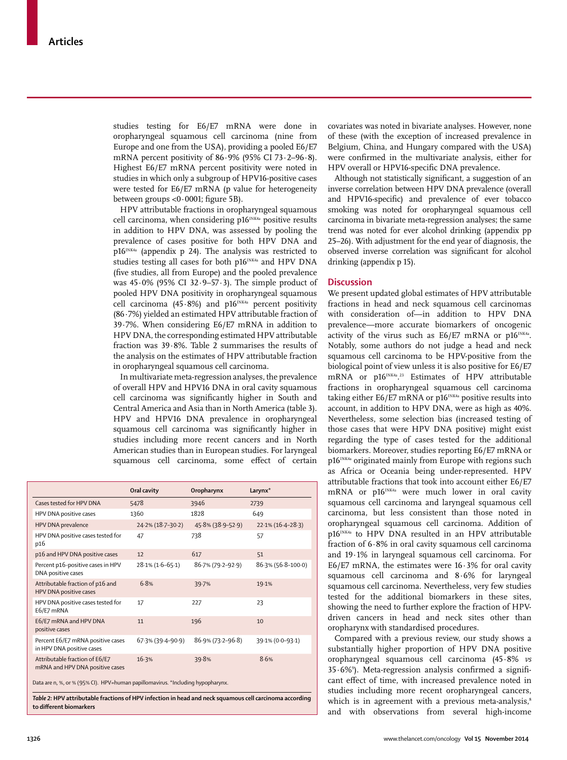studies testing for E6/E7 mRNA were done in oropharyngeal squamous cell carcinoma (nine from Europe and one from the USA), providing a pooled E6/E7 mRNA percent positivity of 86·9% (95% CI 73·2–96·8). Highest E6/E7 mRNA percent positivity were noted in studies in which only a subgroup of HPV16-positive cases were tested for E6/E7 mRNA (p value for heterogeneity between groups <0·0001; figure 5B).

HPV attributable fractions in oropharyngeal squamous cell carcinoma, when considering $p16^{INK4a}$ positive results in addition to HPV DNA, was assessed by pooling the prevalence of cases positive for both HPV DNA and $p16^{INK4a}$ (appendix p 24). The analysis was restricted to studies testing all cases for both $p16^{INK4a}$ and HPV DNA (five studies, all from Europe) and the pooled prevalence was 45·0% (95% CI 32·9–57·3). The simple product of pooled HPV DNA positivity in oropharyngeal squamous cell carcinoma (45·8%) and $p16^{INK4a}$ percent positivity (86·7%) yielded an estimated HPV attributable fraction of 39·7%. When considering E6/E7 mRNA in addition to HPV DNA, the corresponding estimated HPV attributable fraction was 39·8%. Table 2 summarises the results of the analysis on the estimates of HPV attributable fraction in oropharyngeal squamous cell carcinoma.

In multivariate meta-regression analyses, the prevalence of overall HPV and HPV16 DNA in oral cavity squamous cell carcinoma was significantly higher in South and Central America and Asia than in North America (table 3). HPV and HPV16 DNA prevalence in oropharyngeal squamous cell carcinoma was significantly higher in studies including more recent cancers and in North American studies than in European studies. For laryngeal squamous cell carcinoma, some effect of certain covariates was noted in bivariate analyses. However, none of these (with the exception of increased prevalence in Belgium, China, and Hungary compared with the USA) were confirmed in the multivariate analysis, either for HPV overall or HPV16-specific DNA prevalence.

Although not statistically significant, a suggestion of an inverse correlation between HPV DNA prevalence (overall and HPV16-specific) and prevalence of ever tobacco smoking was noted for oropharyngeal squamous cell carcinoma in bivariate meta-regression analyses; the same trend was noted for ever alcohol drinking (appendix pp 25–26). With adjustment for the end year of diagnosis, the observed inverse correlation was significant for alcohol drinking (appendix p 15).

| | Oral cavity | Oropharynx | Larynx* |
|---|---|---|---|
| Cases tested for HPV DNA | 5478 | 3946 | 2739 |
| HPV DNA positive cases | 1360 | 1828 | 649 |
| HPV DNA prevalence | 24·2% (18·7–30·2) | 45·8% (38·9–52·9) | 22·1% (16·4–28·3) |
| HPV DNA positive cases tested for p16 | 47 | 738 | 57 |
| p16 and HPV DNA positive cases | 12 | 617 | 51 |
| Percent p16-positive cases in HPV DNA positive cases | 28·1% (1·6–65·1) | 86·7% (79·2–92·9) | 86·3% (56·8–100·0) |
| Attributable fraction of p16 and HPV DNA positive cases | 6·8% | 39·7% | 19·1% |
| HPV DNA positive cases tested for E6/E7 mRNA | 17 | 227 | 23 |
| E6/E7 mRNA and HPV DNA positive cases | 11 | 196 | 10 |
| Percent E6/E7 mRNA positive cases in HPV DNA positive cases | 67·3% (39·4–90·9) | 86·9% (73·2–96·8) | 39·1% (0·0–93·1) |
| Attributable fraction of E6/E7 mRNA and HPV DNA positive cases | 16·3% | 39·8% | 8·6% |

Data are n, %, or % (95% CI). HPV=human papillomavirus. *Including hypopharynx.

*Table 2:* **HPV attributable fractions of HPV infection in head and neck squamous cell carcinoma according to different biomarkers**

## Discussion

We present updated global estimates of HPV attributable fractions in head and neck squamous cell carcinomas with consideration of—in addition to HPV DNA prevalence—more accurate biomarkers of oncogenic activity of the virus such as E6/E7 mRNA or $p16^{INK4a}$. Notably, some authors do not judge a head and neck squamous cell carcinoma to be HPV-positive from the biological point of view unless it is also positive for E6/E7 mRNA or $p16^{INK4a}$.[23] Estimates of HPV attributable fractions in oropharyngeal squamous cell carcinoma taking either E6/E7 mRNA or $p16^{INK4a}$ positive results into account, in addition to HPV DNA, were as high as 40%. Nevertheless, some selection bias (increased testing of those cases that were HPV DNA positive) might exist regarding the type of cases tested for the additional biomarkers. Moreover, studies reporting E6/E7 mRNA or $p16^{INK4a}$ originated mainly from Europe with regions such as Africa or Oceania being under-represented. HPV attributable fractions that took into account either E6/E7 mRNA or $p16^{INK4a}$ were much lower in oral cavity squamous cell carcinoma and laryngeal squamous cell carcinoma, but less consistent than those noted in oropharyngeal squamous cell carcinoma. Addition of $p16^{INK4a}$ to HPV DNA resulted in an HPV attributable fraction of 6·8% in oral cavity squamous cell carcinoma and 19·1% in laryngeal squamous cell carcinoma. For E6/E7 mRNA, the estimates were 16·3% for oral cavity squamous cell carcinoma and 8·6% for laryngeal squamous cell carcinoma. Nevertheless, very few studies tested for the additional biomarkers in these sites, showing the need to further explore the fraction of HPV-driven cancers in head and neck sites other than oropharynx with standardised procedures.

Compared with a previous review, our study shows a substantially higher proportion of HPV DNA positive oropharyngeal squamous cell carcinoma (45·8% *vs* 35·6%[9]). Meta-regression analysis confirmed a significant effect of time, with increased prevalence noted in studies including more recent oropharyngeal cancers, which is in agreement with a previous meta-analysis,[8] and with observations from several high-income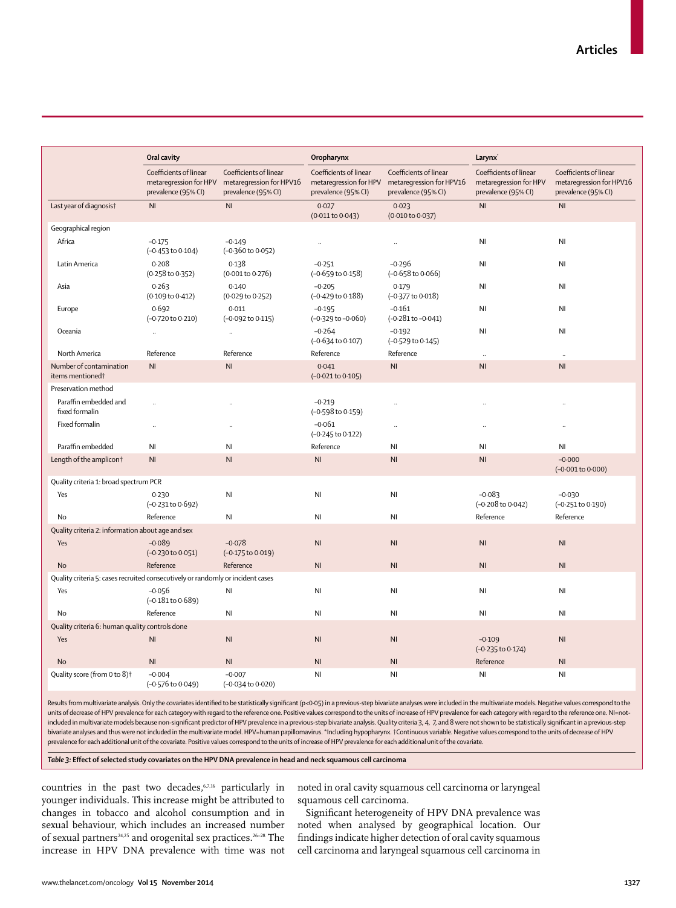| | Oral cavity | | Oropharynx | | Larynx* | |
|---|---|---|---|---|---|---|
| | Coefficients of linear metaregression for HPV prevalence (95% CI) | Coefficients of linear metaregression for HPV16 prevalence (95% CI) | Coefficients of linear metaregression for HPV prevalence (95% CI) | Coefficients of linear metaregression for HPV16 prevalence (95% CI) | Coefficients of linear metaregression for HPV prevalence (95% CI) | Coefficients of linear metaregression for HPV16 prevalence (95% CI) |
| Last year of diagnosis† | NI | NI | 0·027 (0·011 to 0·043) | 0·023 (0·010 to 0·037) | NI | NI |
| Geographical region | | | | | | |
| Africa | −0·175 (−0·453 to 0·104) | −0·149 (−0·360 to 0·052) | .. | .. | NI | NI |
| Latin America | 0·208 (0·258 to 0·352) | 0·138 (0·001 to 0·276) | −0·251 (−0·659 to 0·158) | −0·296 (−0·658 to 0·066) | NI | NI |
| Asia | 0·263 (0·109 to 0·412) | 0·140 (0·029 to 0·252) | −0·205 (−0·429 to 0·188) | 0·179 (−0·377 to 0·018) | NI | NI |
| Europe | 0·692 (−0·720 to 0·210) | 0·011 (−0·092 to 0·115) | −0·195 (−0·329 to −0·060) | −0·161 (−0·281 to −0·041) | NI | NI |
| Oceania | .. | .. | −0·264 (−0·634 to 0·107) | −0·192 (−0·529 to 0·145) | NI | NI |
| North America | Reference | Reference | Reference | Reference | .. | .. |
| Number of contamination items mentioned† | NI | NI | 0·041 (−0·021 to 0·105) | NI | NI | NI |
| Preservation method | | | | | | |
| Paraffin embedded and fixed formalin | .. | .. | −0·219 (−0·598 to 0·159) | .. | .. | .. |
| Fixed formalin | .. | .. | −0·061 (−0·245 to 0·122) | .. | .. | .. |
| Paraffin embedded | NI | NI | Reference | NI | NI | NI |
| Length of the amplicon† | NI | NI | NI | NI | NI | −0·000 (−0·001 to 0·000) |
| Quality criteria 1: broad spectrum PCR | | | | | | |
| Yes | 0·230 (−0·231 to 0·692) | NI | NI | NI | −0·083 (−0·208 to 0·042) | −0·030 (−0·251 to 0·190) |
| No | Reference | NI | NI | NI | Reference | Reference |
| Quality criteria 2: information about age and sex | | | | | | |
| Yes | −0·089 (−0·230 to 0·051) | −0·078 (−0·175 to 0·019) | NI | NI | NI | NI |
| No | Reference | Reference | NI | NI | NI | NI |
| Quality criteria 5: cases recruited consecutively or randomly or incident cases | | | | | | |
| Yes | −0·056 (−0·181 to 0·689) | NI | NI | NI | NI | NI |
| No | Reference | NI | NI | NI | NI | NI |
| Quality criteria 6: human quality controls done | | | | | | |
| Yes | NI | NI | NI | NI | −0·109 (−0·235 to 0·174) | NI |
| No | NI | NI | NI | NI | Reference | NI |
| Quality score (from 0 to 8)† | −0·004 (−0·576 to 0·049) | −0·007 (−0·034 to 0·020) | NI | NI | NI | NI |

Results from multivariate analysis. Only the covariates identified to be statistically significant ($p<0·05$) in a previous-step bivariate analyses were included in the multivariate models. Negative values correspond to the units of decrease of HPV prevalence for each category with regard to the reference one. Positive values correspond to the units of increase of HPV prevalence for each category with regard to the reference one. NI=not-included in multivariate models because non-significant predictor of HPV prevalence in a previous-step bivariate analysis. Quality criteria 3, 4, 7, and 8 were not shown to be statistically significant in a previous-step bivariate analyses and thus were not included in the multivariate model. HPV=human papillomavirus. *Including hypopharynx. †Continuous variable. Negative values correspond to the units of decrease of HPV prevalence for each additional unit of the covariate. Positive values correspond to the units of increase of HPV prevalence for each additional unit of the covariate.

**Table 3: Effect of selected study covariates on the HPV DNA prevalence in head and neck squamous cell carcinoma**

countries in the past two decades,[6,7,16] particularly in younger individuals. This increase might be attributed to changes in tobacco and alcohol consumption and in sexual behaviour, which includes an increased number of sexual partners[24,25] and orogenital sex practices.[26–28] The increase in HPV DNA prevalence with time was not noted in oral cavity squamous cell carcinoma or laryngeal squamous cell carcinoma.

Significant heterogeneity of HPV DNA prevalence was noted when analysed by geographical location. Our findings indicate higher detection of oral cavity squamous cell carcinoma and laryngeal squamous cell carcinoma in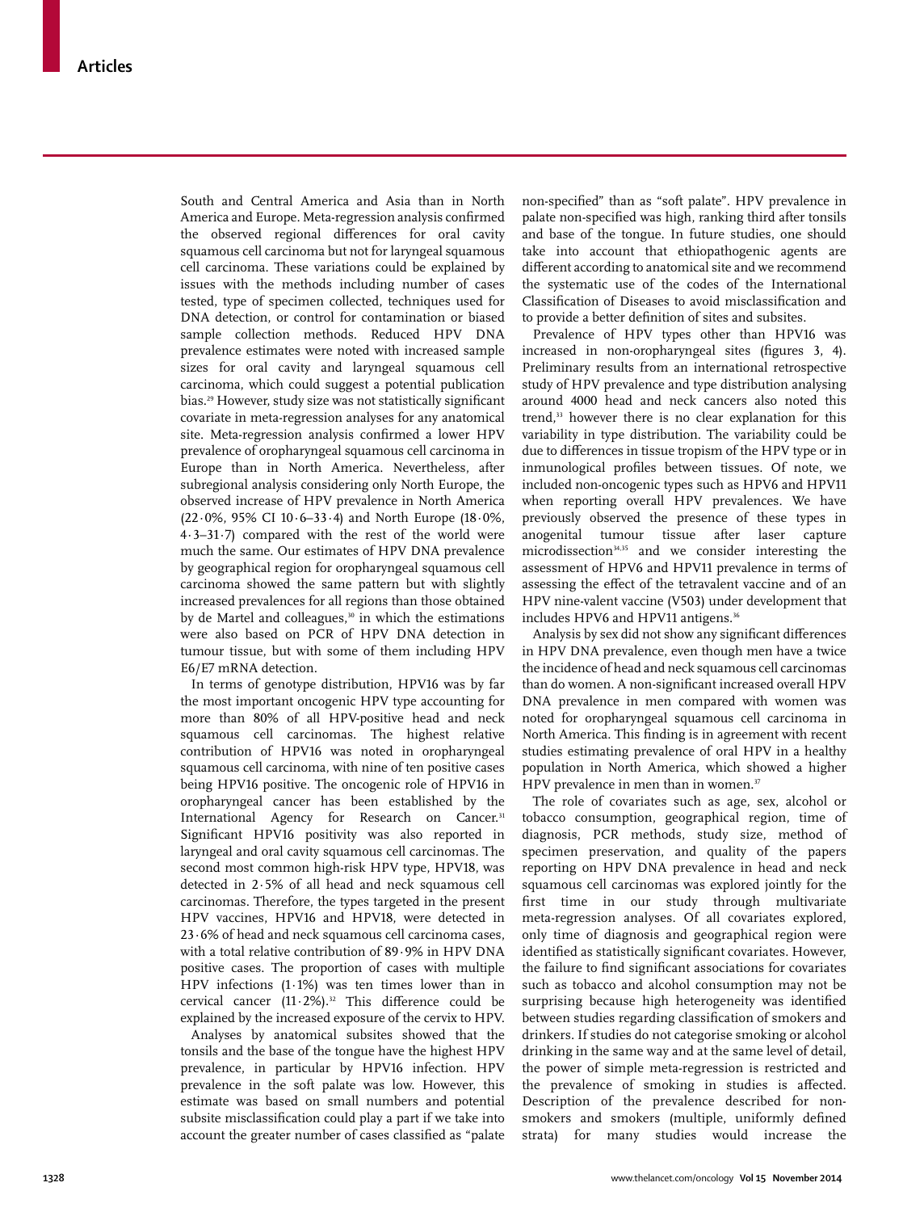South and Central America and Asia than in North America and Europe. Meta-regression analysis confirmed the observed regional differences for oral cavity squamous cell carcinoma but not for laryngeal squamous cell carcinoma. These variations could be explained by issues with the methods including number of cases tested, type of specimen collected, techniques used for DNA detection, or control for contamination or biased sample collection methods. Reduced HPV DNA prevalence estimates were noted with increased sample sizes for oral cavity and laryngeal squamous cell carcinoma, which could suggest a potential publication bias.[29] However, study size was not statistically significant covariate in meta-regression analyses for any anatomical site. Meta-regression analysis confirmed a lower HPV prevalence of oropharyngeal squamous cell carcinoma in Europe than in North America. Nevertheless, after subregional analysis considering only North Europe, the observed increase of HPV prevalence in North America (22·0%, 95% CI 10·6–33·4) and North Europe (18·0%, 4·3–31·7) compared with the rest of the world were much the same. Our estimates of HPV DNA prevalence by geographical region for oropharyngeal squamous cell carcinoma showed the same pattern but with slightly increased prevalences for all regions than those obtained by de Martel and colleagues,[30] in which the estimations were also based on PCR of HPV DNA detection in tumour tissue, but with some of them including HPV E6/E7 mRNA detection.

In terms of genotype distribution, HPV16 was by far the most important oncogenic HPV type accounting for more than 80% of all HPV-positive head and neck squamous cell carcinomas. The highest relative contribution of HPV16 was noted in oropharyngeal squamous cell carcinoma, with nine of ten positive cases being HPV16 positive. The oncogenic role of HPV16 in oropharyngeal cancer has been established by the International Agency for Research on Cancer.[31] Significant HPV16 positivity was also reported in laryngeal and oral cavity squamous cell carcinomas. The second most common high-risk HPV type, HPV18, was detected in 2·5% of all head and neck squamous cell carcinomas. Therefore, the types targeted in the present HPV vaccines, HPV16 and HPV18, were detected in 23·6% of head and neck squamous cell carcinoma cases, with a total relative contribution of 89·9% in HPV DNA positive cases. The proportion of cases with multiple HPV infections (1·1%) was ten times lower than in cervical cancer (11·2%).[32] This difference could be explained by the increased exposure of the cervix to HPV.

Analyses by anatomical subsites showed that the tonsils and the base of the tongue have the highest HPV prevalence, in particular by HPV16 infection. HPV prevalence in the soft palate was low. However, this estimate was based on small numbers and potential subsite misclassification could play a part if we take into account the greater number of cases classified as "palate non-specified" than as "soft palate". HPV prevalence in palate non-specified was high, ranking third after tonsils and base of the tongue. In future studies, one should take into account that ethiopathogenic agents are different according to anatomical site and we recommend the systematic use of the codes of the International Classification of Diseases to avoid misclassification and to provide a better definition of sites and subsites.

Prevalence of HPV types other than HPV16 was increased in non-oropharyngeal sites (figures 3, 4). Preliminary results from an international retrospective study of HPV prevalence and type distribution analysing around 4000 head and neck cancers also noted this trend,[33] however there is no clear explanation for this variability in type distribution. The variability could be due to differences in tissue tropism of the HPV type or in inmunological profiles between tissues. Of note, we included non-oncogenic types such as HPV6 and HPV11 when reporting overall HPV prevalences. We have previously observed the presence of these types in anogenital tumour tissue after laser capture microdissection[34,35] and we consider interesting the assessment of HPV6 and HPV11 prevalence in terms of assessing the effect of the tetravalent vaccine and of an HPV nine-valent vaccine (V503) under development that includes HPV6 and HPV11 antigens.[36]

Analysis by sex did not show any significant differences in HPV DNA prevalence, even though men have a twice the incidence of head and neck squamous cell carcinomas than do women. A non-significant increased overall HPV DNA prevalence in men compared with women was noted for oropharyngeal squamous cell carcinoma in North America. This finding is in agreement with recent studies estimating prevalence of oral HPV in a healthy population in North America, which showed a higher HPV prevalence in men than in women.[37]

The role of covariates such as age, sex, alcohol or tobacco consumption, geographical region, time of diagnosis, PCR methods, study size, method of specimen preservation, and quality of the papers reporting on HPV DNA prevalence in head and neck squamous cell carcinomas was explored jointly for the first time in our study through multivariate meta-regression analyses. Of all covariates explored, only time of diagnosis and geographical region were identified as statistically significant covariates. However, the failure to find significant associations for covariates such as tobacco and alcohol consumption may not be surprising because high heterogeneity was identified between studies regarding classification of smokers and drinkers. If studies do not categorise smoking or alcohol drinking in the same way and at the same level of detail, the power of simple meta-regression is restricted and the prevalence of smoking in studies is affected. Description of the prevalence described for non-smokers and smokers (multiple, uniformly defined strata) for many studies would increase the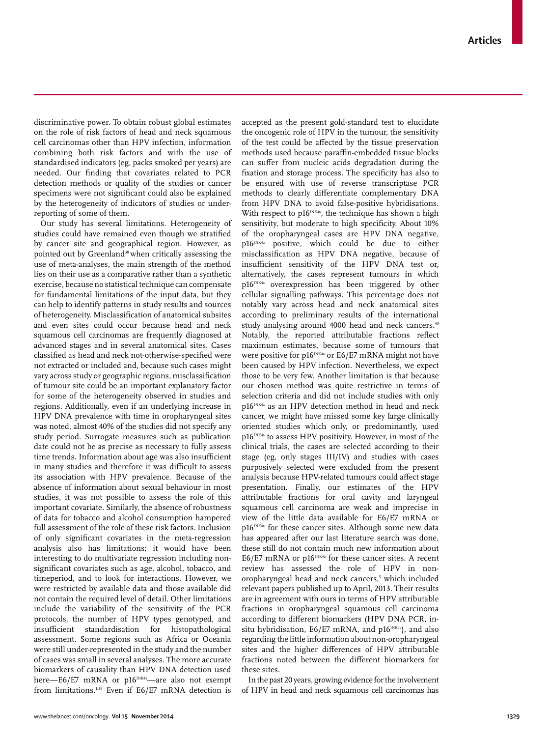discriminative power. To obtain robust global estimates on the role of risk factors of head and neck squamous cell carcinomas other than HPV infection, information combining both risk factors and with the use of standardised indicators (eg, packs smoked per years) are needed. Our finding that covariates related to PCR detection methods or quality of the studies or cancer specimens were not significant could also be explained by the heterogeneity of indicators of studies or under-reporting of some of them.

Our study has several limitations. Heterogeneity of studies could have remained even though we stratified by cancer site and geographical region. However, as pointed out by Greenland[38] when critically assessing the use of meta-analyses, the main strength of the method lies on their use as a comparative rather than a synthetic exercise, because no statistical technique can compensate for fundamental limitations of the input data, but they can help to identify patterns in study results and sources of heterogeneity. Misclassification of anatomical subsites and even sites could occur because head and neck squamous cell carcinomas are frequently diagnosed at advanced stages and in several anatomical sites. Cases classified as head and neck not-otherwise-specified were not extracted or included and, because such cases might vary across study or geographic regions, misclassification of tumour site could be an important explanatory factor for some of the heterogeneity observed in studies and regions. Additionally, even if an underlying increase in HPV DNA prevalence with time in oropharyngeal sites was noted, almost 40% of the studies did not specify any study period. Surrogate measures such as publication date could not be as precise as necessary to fully assess time trends. Information about age was also insufficient in many studies and therefore it was difficult to assess its association with HPV prevalence. Because of the absence of information about sexual behaviour in most studies, it was not possible to assess the role of this important covariate. Similarly, the absence of robustness of data for tobacco and alcohol consumption hampered full assessment of the role of these risk factors. Inclusion of only significant covariates in the meta-regression analysis also has limitations; it would have been interesting to do multivariate regression including non-significant covariates such as age, alcohol, tobacco, and timeperiod, and to look for interactions. However, we were restricted by available data and those available did not contain the required level of detail. Other limitations include the variability of the sensitivity of the PCR protocols, the number of HPV types genotyped, and insufficient standardisation for histopathological assessment. Some regions such as Africa or Oceania were still under-represented in the study and the number of cases was small in several analyses. The more accurate biomarkers of causality than HPV DNA detection used here—E6/E7 mRNA or p16INK4a—are also not exempt from limitations.[1,39] Even if E6/E7 mRNA detection is accepted as the present gold-standard test to elucidate the oncogenic role of HPV in the tumour, the sensitivity of the test could be affected by the tissue preservation methods used because paraffin-embedded tissue blocks can suffer from nucleic acids degradation during the fixation and storage process. The specificity has also to be ensured with use of reverse transcriptase PCR methods to clearly differentiate complementary DNA from HPV DNA to avoid false-positive hybridisations. With respect to p16INK4a, the technique has shown a high sensitivity, but moderate to high specificity. About 10% of the oropharyngeal cases are HPV DNA negative, p16INK4a positive, which could be due to either misclassification as HPV DNA negative, because of insufficient sensitivity of the HPV DNA test or, alternatively, the cases represent tumours in which p16INK4a overexpression has been triggered by other cellular signalling pathways. This percentage does not notably vary across head and neck anatomical sites according to preliminary results of the international study analysing around 4000 head and neck cancers.[40] Notably, the reported attributable fractions reflect maximum estimates, because some of tumours that were positive for p16INK4a or E6/E7 mRNA might not have been caused by HPV infection. Nevertheless, we expect those to be very few. Another limitation is that because our chosen method was quite restrictive in terms of selection criteria and did not include studies with only p16INK4a as an HPV detection method in head and neck cancer, we might have missed some key large clinically oriented studies which only, or predominantly, used p16INK4a to assess HPV positivity. However, in most of the clinical trials, the cases are selected according to their stage (eg, only stages III/IV) and studies with cases purposively selected were excluded from the present analysis because HPV-related tumours could affect stage presentation. Finally, our estimates of the HPV attributable fractions for oral cavity and laryngeal squamous cell carcinoma are weak and imprecise in view of the little data available for E6/E7 mRNA or p16INK4a for these cancer sites. Although some new data has appeared after our last literature search was done, these still do not contain much new information about E6/E7 mRNA or p16INK4a for these cancer sites. A recent review has assessed the role of HPV in non-oropharyngeal head and neck cancers,[5] which included relevant papers published up to April, 2013. Their results are in agreement with ours in terms of HPV attributable fractions in oropharyngeal squamous cell carcinoma according to different biomarkers (HPV DNA PCR, in-situ hybridisation, E6/E7 mRNA, and p16INK4a), and also regarding the little information about non-oropharyngeal sites and the higher differences of HPV attributable fractions noted between the different biomarkers for these sites.

In the past 20 years, growing evidence for the involvement of HPV in head and neck squamous cell carcinomas has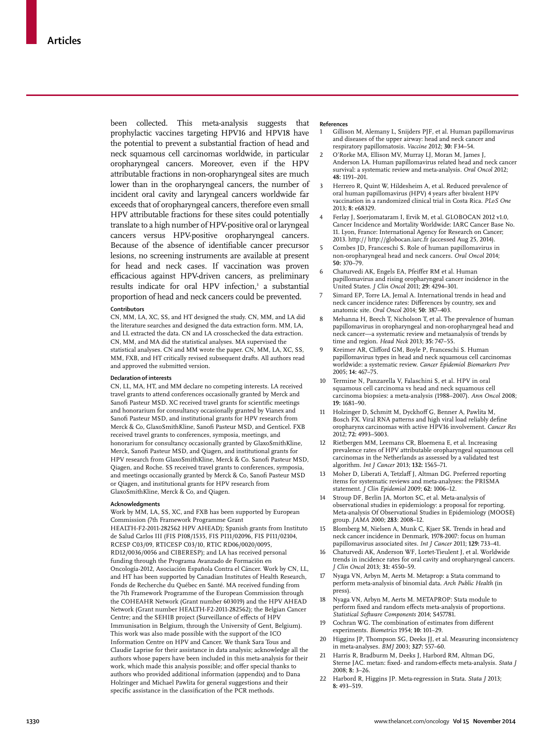been collected. This meta-analysis suggests that prophylactic vaccines targeting HPV16 and HPV18 have the potential to prevent a substantial fraction of head and neck squamous cell carcinomas worldwide, in particular oropharyngeal cancers. Moreover, even if the HPV attributable fractions in non-oropharyngeal sites are much lower than in the oropharyngeal cancers, the number of incident oral cavity and laryngeal cancers worldwide far exceeds that of oropharyngeal cancers, therefore even small HPV attributable fractions for these sites could potentially translate to a high number of HPV-positive oral or laryngeal cancers versus HPV-positive oropharyngeal cancers. Because of the absence of identifiable cancer precursor lesions, no screening instruments are available at present for head and neck cases. If vaccination was proven efficacious against HPV-driven cancers, as preliminary results indicate for oral HPV infection,[3] a substantial proportion of head and neck cancers could be prevented.

#### Contributors

CN, MM, LA, XC, SS, and HT designed the study. CN, MM, and LA did the literature searches and designed the data extraction form. MM, LA, and LL extracted the data. CN and LA crosschecked the data extraction. CN, MM, and MA did the statistical analyses. MA supervised the statistical analyses. CN and MM wrote the paper. CN, MM, LA, XC, SS, MM, FXB, and HT critically revised subsequent drafts. All authors read and approved the submitted version.

#### Declaration of interests

CN, LL, MA, HT, and MM declare no competing interests. LA received travel grants to attend conferences occasionally granted by Merck and Sanofi Pasteur MSD. XC received travel grants for scientific meetings and honorarium for consultancy occasionally granted by Vianex and Sanofi Pasteur MSD, and institutional grants for HPV research from Merck & Co, GlaxoSmithKline, Sanofi Pasteur MSD, and Genticel. FXB received travel grants to conferences, symposia, meetings, and honorarium for consultancy occasionally granted by GlaxoSmithKline, Merck, Sanofi Pasteur MSD, and Qiagen, and institutional grants for HPV research from GlaxoSmithKline, Merck & Co. Sanofi Pasteur MSD, Qiagen, and Roche. SS received travel grants to conferences, symposia, and meetings occasionally granted by Merck & Co, Sanofi Pasteur MSD or Qiagen, and institutional grants for HPV research from GlaxoSmithKline, Merck & Co, and Qiagen.

#### Acknowledgments

Work by MM, LA, SS, XC, and FXB has been supported by European Commission (7th Framework Programme Grant HEALTH-F2-2011-282562 HPV AHEAD); Spanish grants from Instituto de Salud Carlos III (FIS PI08/1535, FIS PI11/02096, FIS PI11/02104, RCESP C03/09, RTICESP C03/10, RTIC RD06/0020/0095, RD12/0036/0056 and CIBERESP); and LA has received personal funding through the Programa Avanzado de Formación en Oncología-2012, Asociación Española Contra el Cáncer. Work by CN, LL, and HT has been supported by Canadian Institutes of Health Research, Fonds de Recherche du Québec en Santé. MA received funding from the 7th Framework Programme of the European Commission through the COHEAHR Network (Grant number 603019) and the HPV AHEAD Network (Grant number HEALTH-F2-2011-282562); the Belgian Cancer Centre; and the SEHIB project (Surveillance of effects of HPV Immunisation in Belgium, through the University of Gent, Belgium). This work was also made possible with the support of the ICO Information Centre on HPV and Cancer. We thank Sara Tous and Claudie Laprise for their assistance in data analysis; acknowledge all the authors whose papers have been included in this meta-analysis for their work, which made this analysis possible; and offer special thanks to authors who provided additional information (appendix) and to Dana Holzinger and Michael Pawlita for general suggestions and their specific assistance in the classification of the PCR methods.

#### References

1. Gillison M, Alemany L, Snijders PJF, et al. Human papillomavirus and diseases of the upper airway: head and neck cancer and respiratory papillomatosis. *Vaccine* 2012; **30:** F34–54.
2. O'Rorke MA, Ellison MV, Murray LJ, Moran M, James J, Anderson LA. Human papillomavirus related head and neck cancer survival: a systematic review and meta-analysis. *Oral Oncol* 2012; **48:** 1191–201.
3. Herrero R, Quint W, Hildesheim A, et al. Reduced prevalence of oral human papillomavirus (HPV) 4 years after bivalent HPV vaccination in a randomized clinical trial in Costa Rica. *PLoS One* 2013; **8:** e68329.
4. Ferlay J, Soerjomataram I, Ervik M, et al. GLOBOCAN 2012 v1.0, Cancer Incidence and Mortality Worldwide: IARC Cancer Base No. 11. Lyon, France: International Agency for Research on Cancer; 2013. http:// http://globocan.iarc.fr (accessed Aug 25, 2014).
5. Combes JD, Franceschi S. Role of human papillomavirus in non-oropharyngeal head and neck cancers. *Oral Oncol* 2014; **50:** 370–79.
6. Chaturvedi AK, Engels EA, Pfeiffer RM et al. Human papillomavirus and rising oropharyngeal cancer incidence in the United States. *J Clin Oncol* 2011; **29:** 4294–301.
7. Simard EP, Torre LA, Jemal A. International trends in head and neck cancer incidence rates: Differences by country, sex and anatomic site. *Oral Oncol* 2014; **50:** 387–403.
8. Mehanna H, Beech T, Nicholson T, et al. The prevalence of human papillomavirus in oropharyngeal and non-oropharyngeal head and neck cancer—a systematic review and metaanalysis of trends by time and region. *Head Neck* 2013; **35:** 747–55.
9. Kreimer AR, Clifford GM, Boyle P, Franceschi S. Human papillomavirus types in head and neck squamous cell carcinomas worldwide: a systematic review. *Cancer Epidemiol Biomarkers Prev* 2005; **14:** 467–75.
10. Termine N, Panzarella V, Falaschini S, et al. HPV in oral squamous cell carcinoma vs head and neck squamous cell carcinoma biopsies: a meta-analysis (1988–2007). *Ann Oncol* 2008; **19:** 1681–90.
11. Holzinger D, Schmitt M, Dyckhoff G, Benner A, Pawlita M, Bosch FX. Viral RNA patterns and high viral load reliably define oropharynx carcinomas with active HPV16 involvement. *Cancer Res* 2012; **72:** 4993–5003.
12. Rietbergen MM, Leemans CR, Bloemena E, et al. Increasing prevalence rates of HPV attributable oropharyngeal squamous cell carcinomas in the Netherlands as assessed by a validated test algorithm. *Int J Cancer* 2013; **132:** 1565–71.
13. Moher D, Liberati A, Tetzlaff J, Altman DG. Preferred reporting items for systematic reviews and meta-analyses: the PRISMA statement. *J Clin Epidemiol* 2009; **62:** 1006–12.
14. Stroup DF, Berlin JA, Morton SC, et al. Meta-analysis of observational studies in epidemiology: a proposal for reporting. Meta-analysis Of Observational Studies in Epidemiology (MOOSE) group. *JAMA* 2000; **283**: 2008–12.
15. Blomberg M, Nielsen A, Munk C, Kjaer SK. Trends in head and neck cancer incidence in Denmark, 1978-2007: focus on human papillomavirus associated sites. *Int J Cancer* 2011; **129:** 733–41.
16. Chaturvedi AK, Anderson WF, Lortet-Tieulent J, et al. Worldwide trends in incidence rates for oral cavity and oropharyngeal cancers. *J Clin Oncol* 2013; **31:** 4550–59.
17. Nyaga VN, Arbyn M, Aerts M. Metaprop: a Stata command to perform meta-analysis of binomial data. *Arch Public Health* (in press).
18. Nyaga VN, Arbyn M, Aerts M. METAPROP: Stata module to perform fixed and random effects meta-analysis of proportions. *Statistical Software Components* 2014; S457781.
19. Cochran WG. The combination of estimates from different experiments. *Biometrics* 1954; **10:** 101–29.
20. Higgins JP, Thompson SG, Deeks JJ, et al. Measuring inconsistency in meta-analyses. *BMJ* 2003; **327:** 557–60.
21. Harris R, Bradburn M, Deeks J, Harbord RM, Altman DG, Sterne JAC. metan: fixed- and random-effects meta-analysis. *Stata J* 2008; **8:** 3–26.
22. Harbord R, Higgins JP. Meta-regression in Stata. *Stata J* 2013; **8:** 493–519.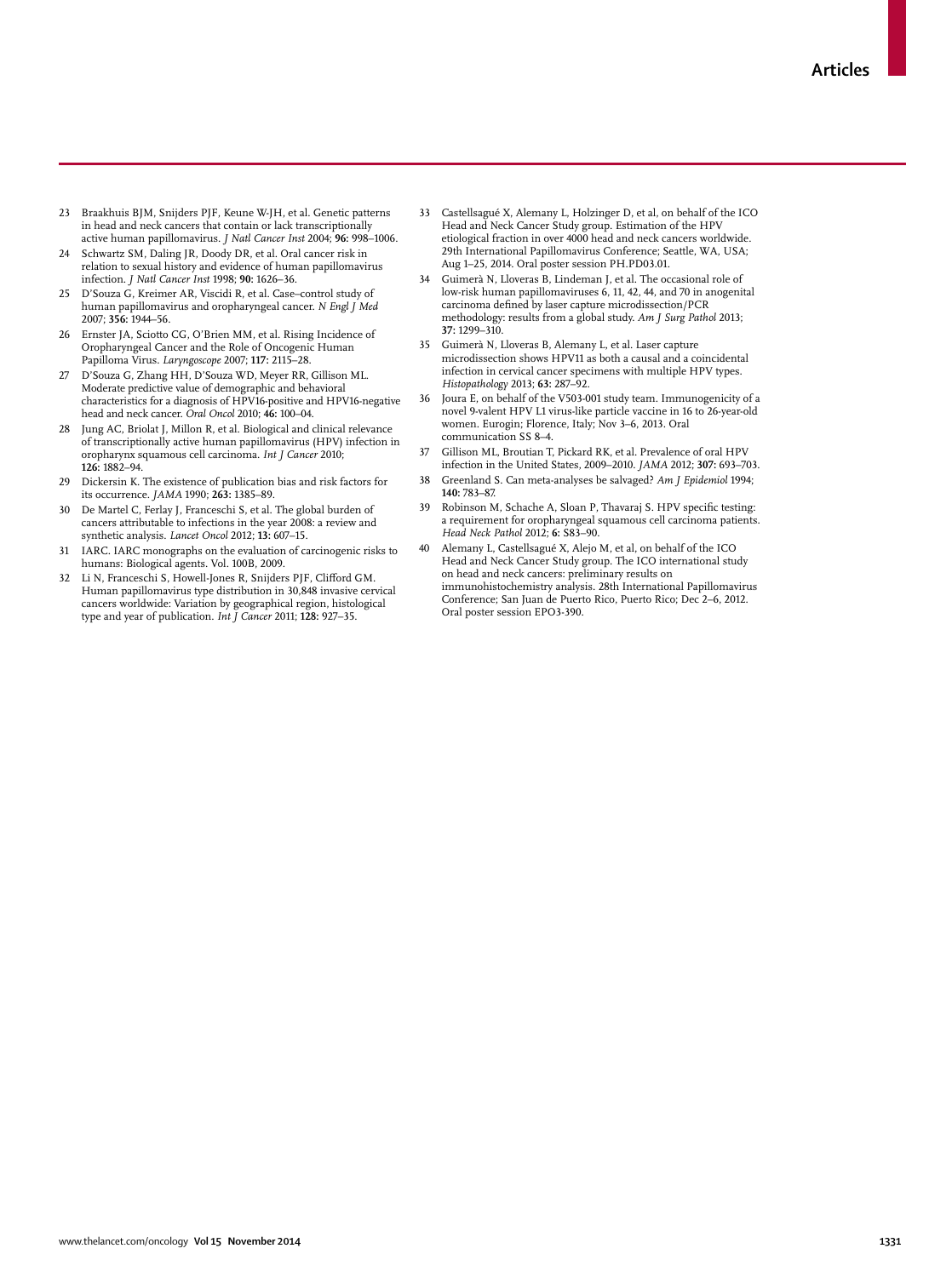23 Braakhuis BJM, Snijders PJF, Keune W-JH, et al. Genetic patterns in head and neck cancers that contain or lack transcriptionally active human papillomavirus. *J Natl Cancer Inst* 2004; **96:** 998–1006.

24 Schwartz SM, Daling JR, Doody DR, et al. Oral cancer risk in relation to sexual history and evidence of human papillomavirus infection. *J Natl Cancer Inst* 1998; **90:** 1626–36.

25 D'Souza G, Kreimer AR, Viscidi R, et al. Case–control study of human papillomavirus and oropharyngeal cancer. *N Engl J Med* 2007; **356:** 1944–56.

26 Ernster JA, Sciotto CG, O'Brien MM, et al. Rising Incidence of Oropharyngeal Cancer and the Role of Oncogenic Human Papilloma Virus. *Laryngoscope* 2007; **117:** 2115–28.

27 D'Souza G, Zhang HH, D'Souza WD, Meyer RR, Gillison ML. Moderate predictive value of demographic and behavioral characteristics for a diagnosis of HPV16-positive and HPV16-negative head and neck cancer. *Oral Oncol* 2010; **46:** 100–04.

28 Jung AC, Briolat J, Millon R, et al. Biological and clinical relevance of transcriptionally active human papillomavirus (HPV) infection in oropharynx squamous cell carcinoma. *Int J Cancer* 2010; **126:** 1882–94.

29 Dickersin K. The existence of publication bias and risk factors for its occurrence. *JAMA* 1990; **263:** 1385–89.

30 De Martel C, Ferlay J, Franceschi S, et al. The global burden of cancers attributable to infections in the year 2008: a review and synthetic analysis. *Lancet Oncol* 2012; **13:** 607–15.

31 IARC. IARC monographs on the evaluation of carcinogenic risks to humans: Biological agents. Vol. 100B, 2009.

32 Li N, Franceschi S, Howell-Jones R, Snijders PJF, Clifford GM. Human papillomavirus type distribution in 30,848 invasive cervical cancers worldwide: Variation by geographical region, histological type and year of publication. *Int J Cancer* 2011; **128:** 927–35.

33 Castellsagué X, Alemany L, Holzinger D, et al, on behalf of the ICO Head and Neck Cancer Study group. Estimation of the HPV etiological fraction in over 4000 head and neck cancers worldwide. 29th International Papillomavirus Conference; Seattle, WA, USA; Aug 1–25, 2014. Oral poster session PH.PD03.01.

34 Guimerà N, Lloveras B, Lindeman J, et al. The occasional role of low-risk human papillomaviruses 6, 11, 42, 44, and 70 in anogenital carcinoma defined by laser capture microdissection/PCR methodology: results from a global study. *Am J Surg Pathol* 2013; **37:** 1299–310.

35 Guimerà N, Lloveras B, Alemany L, et al. Laser capture microdissection shows HPV11 as both a causal and a coincidental infection in cervical cancer specimens with multiple HPV types. *Histopathology* 2013; **63:** 287–92.

36 Joura E, on behalf of the V503-001 study team. Immunogenicity of a novel 9-valent HPV L1 virus-like particle vaccine in 16 to 26-year-old women. Eurogin; Florence, Italy; Nov 3–6, 2013. Oral communication SS 8–4.

37 Gillison ML, Broutian T, Pickard RK, et al. Prevalence of oral HPV infection in the United States, 2009–2010. *JAMA* 2012; **307:** 693–703.

38 Greenland S. Can meta-analyses be salvaged? *Am J Epidemiol* 1994; **140:** 783–87.

39 Robinson M, Schache A, Sloan P, Thavaraj S. HPV specific testing: a requirement for oropharyngeal squamous cell carcinoma patients. *Head Neck Pathol* 2012; **6:** S83–90.

40 Alemany L, Castellsagué X, Alejo M, et al, on behalf of the ICO Head and Neck Cancer Study group. The ICO international study on head and neck cancers: preliminary results on immunohistochemistry analysis. 28th International Papillomavirus Conference; San Juan de Puerto Rico, Puerto Rico; Dec 2–6, 2012. Oral poster session EPO3-390.